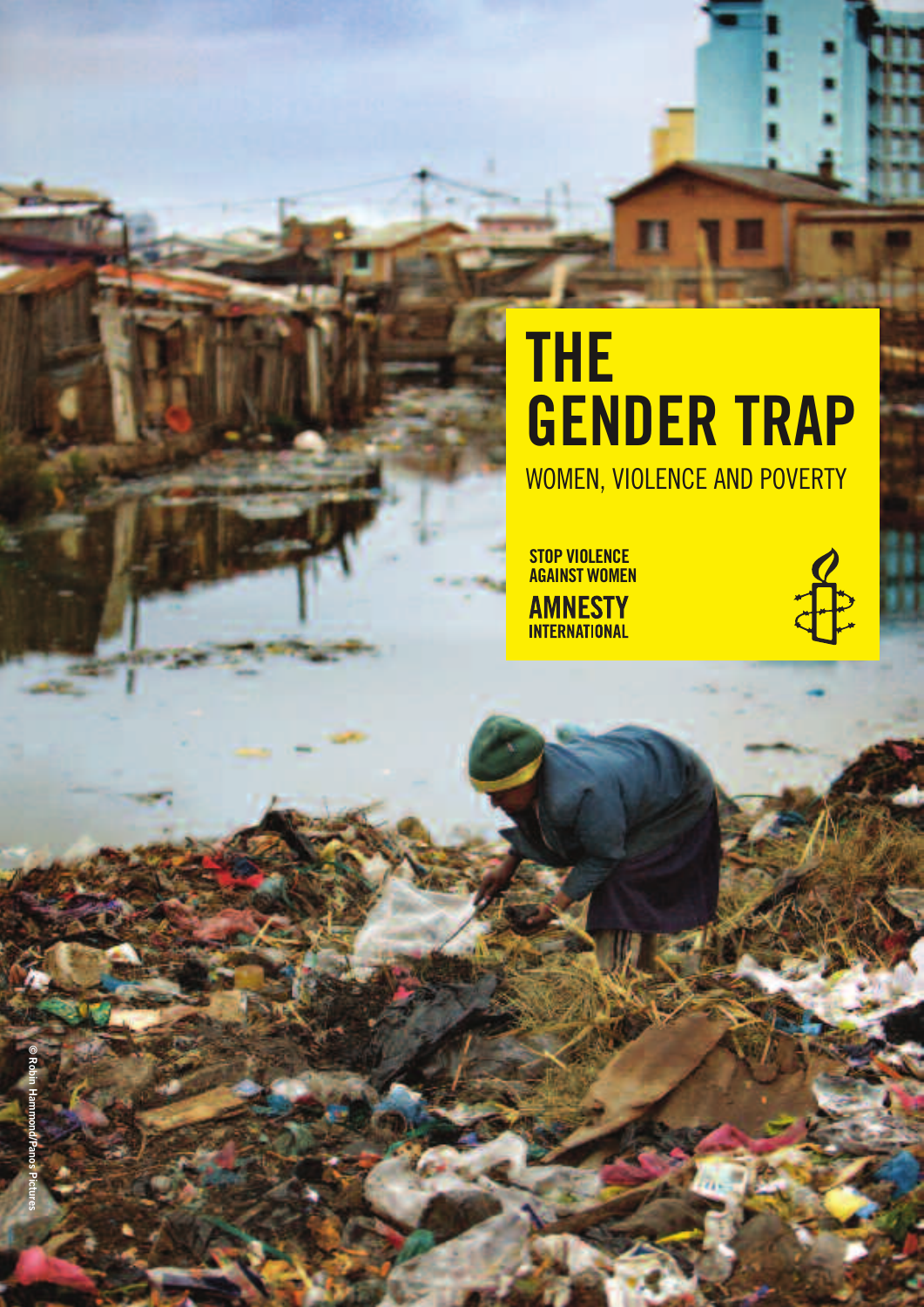# THE GENDER TRAP

## WOMEN, VIOLENCE AND POVERTY

STOP VIOLENCE AGAINST WOMEN

AMNESTY INTERNATIONAL

© Robin Hammond/Panos Pictures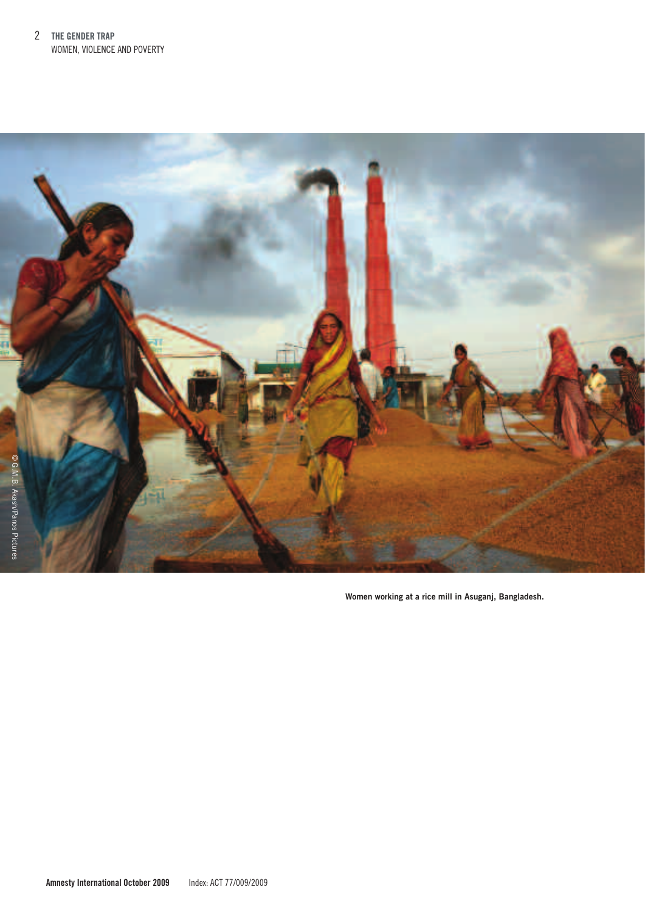Women working at a rice mill in Asuganj, Bangladesh.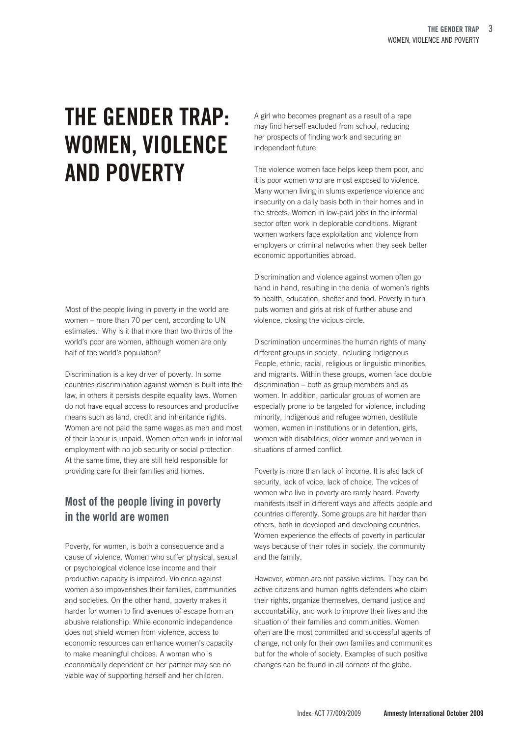# THE GENDER TRAP: WOMEN, VIOLENCE AND POVERTY

Most of the people living in poverty in the world are women – more than 70 per cent, according to UN estimates.[1] Why is it that more than two thirds of the world's poor are women, although women are only half of the world's population?

Discrimination is a key driver of poverty. In some countries discrimination against women is built into the law, in others it persists despite equality laws. Women do not have equal access to resources and productive means such as land, credit and inheritance rights. Women are not paid the same wages as men and most of their labour is unpaid. Women often work in informal employment with no job security or social protection. At the same time, they are still held responsible for providing care for their families and homes.

## Most of the people living in poverty in the world are women

Poverty, for women, is both a consequence and a cause of violence. Women who suffer physical, sexual or psychological violence lose income and their productive capacity is impaired. Violence against women also impoverishes their families, communities and societies. On the other hand, poverty makes it harder for women to find avenues of escape from an abusive relationship. While economic independence does not shield women from violence, access to economic resources can enhance women's capacity to make meaningful choices. A woman who is economically dependent on her partner may see no viable way of supporting herself and her children. A girl who becomes pregnant as a result of a rape may find herself excluded from school, reducing her prospects of finding work and securing an independent future.

The violence women face helps keep them poor, and it is poor women who are most exposed to violence. Many women living in slums experience violence and insecurity on a daily basis both in their homes and in the streets. Women in low-paid jobs in the informal sector often work in deplorable conditions. Migrant women workers face exploitation and violence from employers or criminal networks when they seek better economic opportunities abroad.

Discrimination and violence against women often go hand in hand, resulting in the denial of women's rights to health, education, shelter and food. Poverty in turn puts women and girls at risk of further abuse and violence, closing the vicious circle.

Discrimination undermines the human rights of many different groups in society, including Indigenous People, ethnic, racial, religious or linguistic minorities, and migrants. Within these groups, women face double discrimination – both as group members and as women. In addition, particular groups of women are especially prone to be targeted for violence, including minority, Indigenous and refugee women, destitute women, women in institutions or in detention, girls, women with disabilities, older women and women in situations of armed conflict.

Poverty is more than lack of income. It is also lack of security, lack of voice, lack of choice. The voices of women who live in poverty are rarely heard. Poverty manifests itself in different ways and affects people and countries differently. Some groups are hit harder than others, both in developed and developing countries. Women experience the effects of poverty in particular ways because of their roles in society, the community and the family.

However, women are not passive victims. They can be active citizens and human rights defenders who claim their rights, organize themselves, demand justice and accountability, and work to improve their lives and the situation of their families and communities. Women often are the most committed and successful agents of change, not only for their own families and communities but for the whole of society. Examples of such positive changes can be found in all corners of the globe.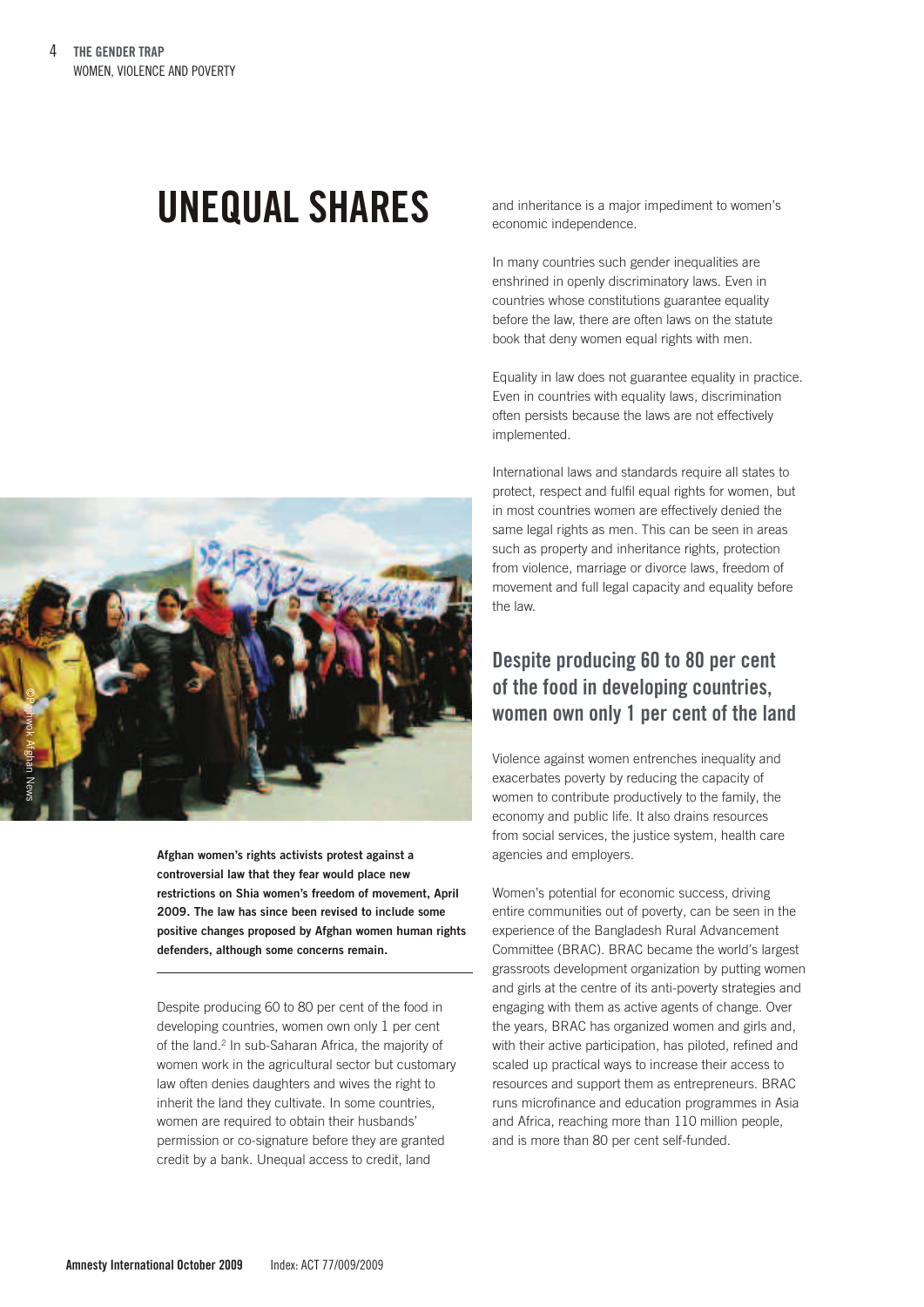# UNEQUAL SHARES

Afghan women's rights activists protest against a controversial law that they fear would place new restrictions on Shia women's freedom of movement, April 2009. The law has since been revised to include some positive changes proposed by Afghan women human rights defenders, although some concerns remain.

Despite producing 60 to 80 per cent of the food in developing countries, women own only 1 per cent of the land.[2] In sub-Saharan Africa, the majority of women work in the agricultural sector but customary law often denies daughters and wives the right to inherit the land they cultivate. In some countries, women are required to obtain their husbands' permission or co-signature before they are granted credit by a bank. Unequal access to credit, land and inheritance is a major impediment to women's economic independence.

In many countries such gender inequalities are enshrined in openly discriminatory laws. Even in countries whose constitutions guarantee equality before the law, there are often laws on the statute book that deny women equal rights with men.

Equality in law does not guarantee equality in practice. Even in countries with equality laws, discrimination often persists because the laws are not effectively implemented.

International laws and standards require all states to protect, respect and fulfil equal rights for women, but in most countries women are effectively denied the same legal rights as men. This can be seen in areas such as property and inheritance rights, protection from violence, marriage or divorce laws, freedom of movement and full legal capacity and equality before the law.

## Despite producing 60 to 80 per cent of the food in developing countries, women own only 1 per cent of the land

Violence against women entrenches inequality and exacerbates poverty by reducing the capacity of women to contribute productively to the family, the economy and public life. It also drains resources from social services, the justice system, health care agencies and employers.

Women's potential for economic success, driving entire communities out of poverty, can be seen in the experience of the Bangladesh Rural Advancement Committee (BRAC). BRAC became the world's largest grassroots development organization by putting women and girls at the centre of its anti-poverty strategies and engaging with them as active agents of change. Over the years, BRAC has organized women and girls and, with their active participation, has piloted, refined and scaled up practical ways to increase their access to resources and support them as entrepreneurs. BRAC runs microfinance and education programmes in Asia and Africa, reaching more than 110 million people, and is more than 80 per cent self-funded.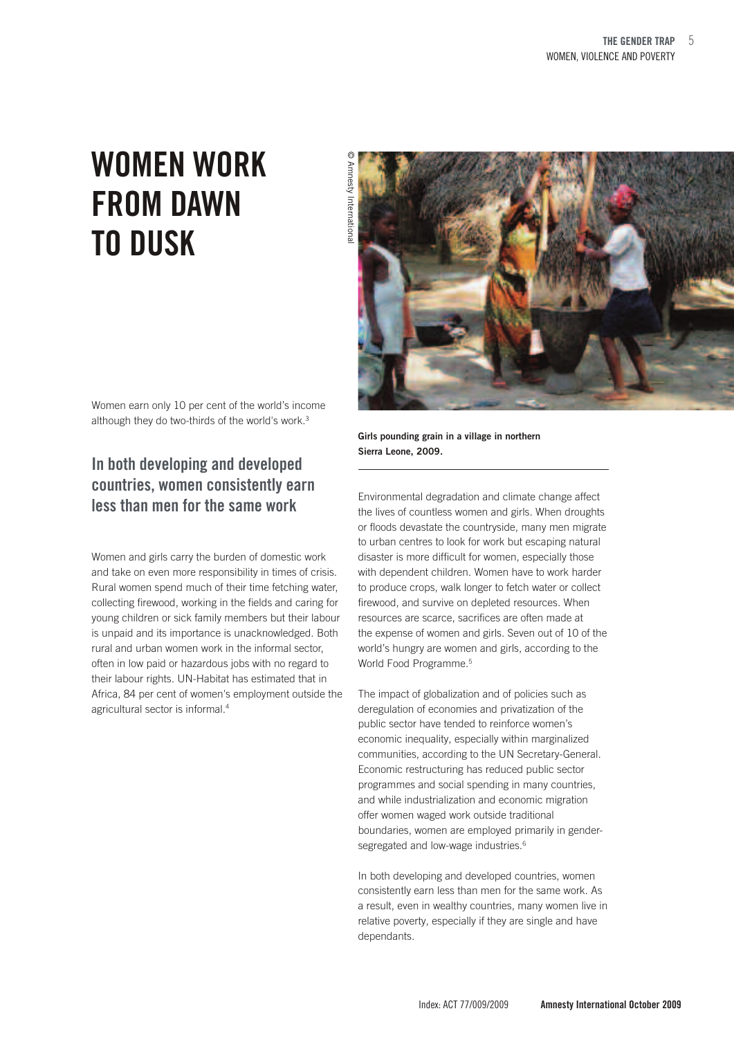# WOMEN WORK FROM DAWN TO DUSK

Women earn only 10 per cent of the world's income although they do two-thirds of the world's work.[3]

## In both developing and developed countries, women consistently earn less than men for the same work

Women and girls carry the burden of domestic work and take on even more responsibility in times of crisis. Rural women spend much of their time fetching water, collecting firewood, working in the fields and caring for young children or sick family members but their labour is unpaid and its importance is unacknowledged. Both rural and urban women work in the informal sector, often in low paid or hazardous jobs with no regard to their labour rights. UN-Habitat has estimated that in Africa, 84 per cent of women's employment outside the agricultural sector is informal.[4]

© Amnesty International

**Girls pounding grain in a village in northern Sierra Leone, 2009.**

Environmental degradation and climate change affect the lives of countless women and girls. When droughts or floods devastate the countryside, many men migrate to urban centres to look for work but escaping natural disaster is more difficult for women, especially those with dependent children. Women have to work harder to produce crops, walk longer to fetch water or collect firewood, and survive on depleted resources. When resources are scarce, sacrifices are often made at the expense of women and girls. Seven out of 10 of the world's hungry are women and girls, according to the World Food Programme.[5]

The impact of globalization and of policies such as deregulation of economies and privatization of the public sector have tended to reinforce women's economic inequality, especially within marginalized communities, according to the UN Secretary-General. Economic restructuring has reduced public sector programmes and social spending in many countries, and while industrialization and economic migration offer women waged work outside traditional boundaries, women are employed primarily in gender-segregated and low-wage industries.[6]

In both developing and developed countries, women consistently earn less than men for the same work. As a result, even in wealthy countries, many women live in relative poverty, especially if they are single and have dependants.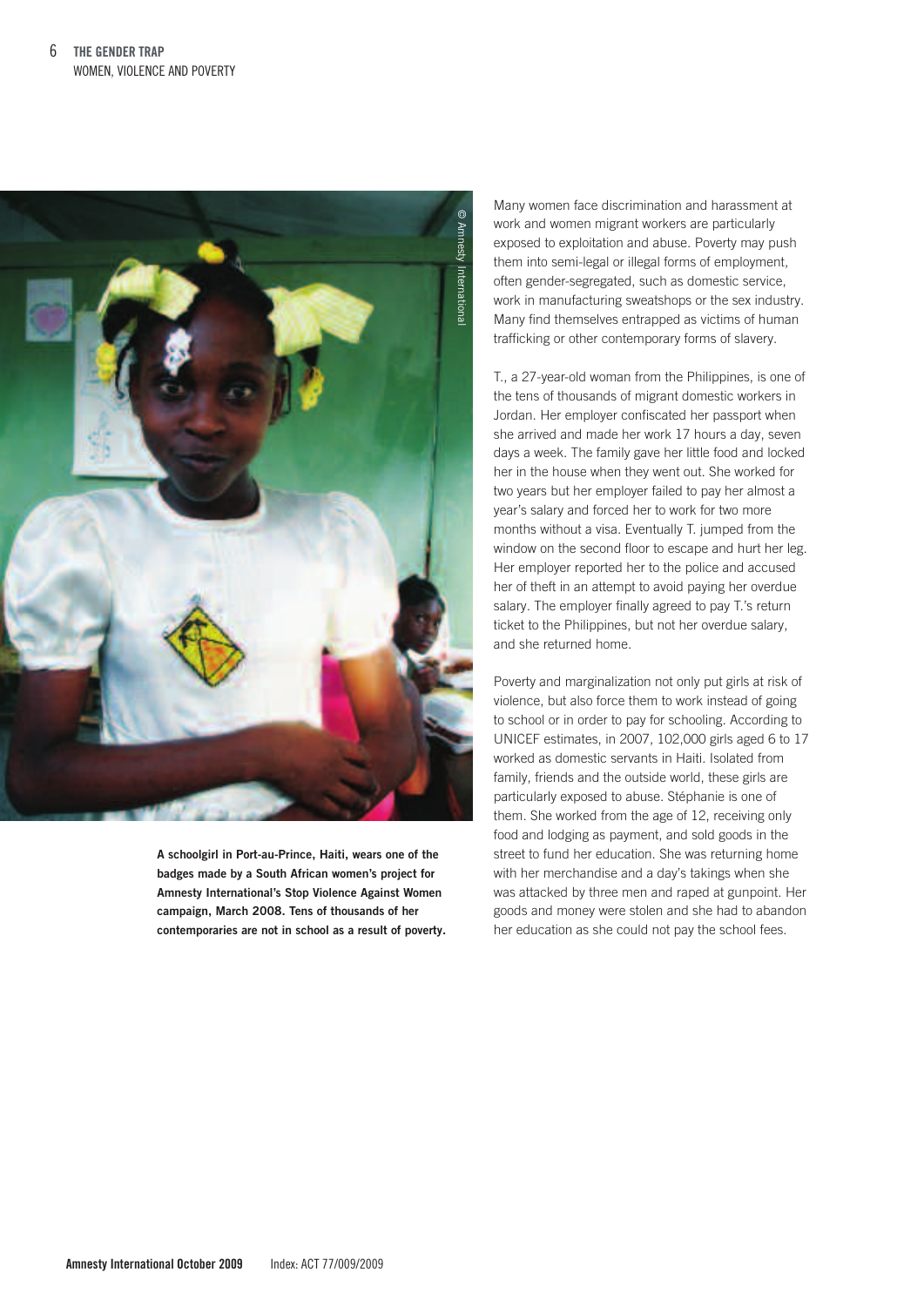A schoolgirl in Port-au-Prince, Haiti, wears one of the badges made by a South African women's project for Amnesty International's Stop Violence Against Women campaign, March 2008. Tens of thousands of her contemporaries are not in school as a result of poverty.

Many women face discrimination and harassment at work and women migrant workers are particularly exposed to exploitation and abuse. Poverty may push them into semi-legal or illegal forms of employment, often gender-segregated, such as domestic service, work in manufacturing sweatshops or the sex industry. Many find themselves entrapped as victims of human trafficking or other contemporary forms of slavery.

T., a 27-year-old woman from the Philippines, is one of the tens of thousands of migrant domestic workers in Jordan. Her employer confiscated her passport when she arrived and made her work 17 hours a day, seven days a week. The family gave her little food and locked her in the house when they went out. She worked for two years but her employer failed to pay her almost a year's salary and forced her to work for two more months without a visa. Eventually T. jumped from the window on the second floor to escape and hurt her leg. Her employer reported her to the police and accused her of theft in an attempt to avoid paying her overdue salary. The employer finally agreed to pay T.'s return ticket to the Philippines, but not her overdue salary, and she returned home.

Poverty and marginalization not only put girls at risk of violence, but also force them to work instead of going to school or in order to pay for schooling. According to UNICEF estimates, in 2007, 102,000 girls aged 6 to 17 worked as domestic servants in Haiti. Isolated from family, friends and the outside world, these girls are particularly exposed to abuse. Stéphanie is one of them. She worked from the age of 12, receiving only food and lodging as payment, and sold goods in the street to fund her education. She was returning home with her merchandise and a day's takings when she was attacked by three men and raped at gunpoint. Her goods and money were stolen and she had to abandon her education as she could not pay the school fees.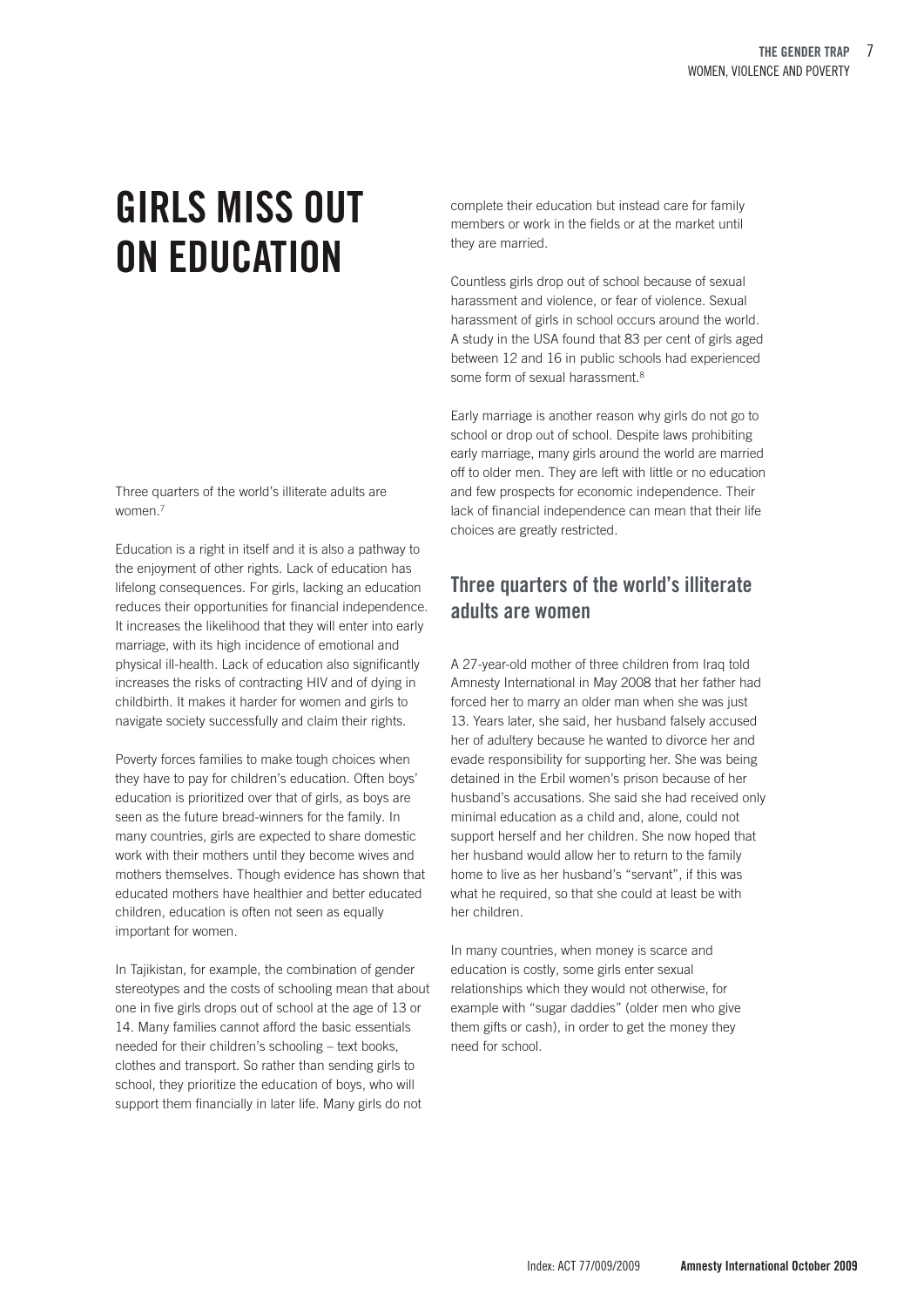# GIRLS MISS OUT ON EDUCATION

Three quarters of the world's illiterate adults are women.[7]

Education is a right in itself and it is also a pathway to the enjoyment of other rights. Lack of education has lifelong consequences. For girls, lacking an education reduces their opportunities for financial independence. It increases the likelihood that they will enter into early marriage, with its high incidence of emotional and physical ill-health. Lack of education also significantly increases the risks of contracting HIV and of dying in childbirth. It makes it harder for women and girls to navigate society successfully and claim their rights.

Poverty forces families to make tough choices when they have to pay for children's education. Often boys' education is prioritized over that of girls, as boys are seen as the future bread-winners for the family. In many countries, girls are expected to share domestic work with their mothers until they become wives and mothers themselves. Though evidence has shown that educated mothers have healthier and better educated children, education is often not seen as equally important for women.

In Tajikistan, for example, the combination of gender stereotypes and the costs of schooling mean that about one in five girls drops out of school at the age of 13 or 14. Many families cannot afford the basic essentials needed for their children's schooling – text books, clothes and transport. So rather than sending girls to school, they prioritize the education of boys, who will support them financially in later life. Many girls do not complete their education but instead care for family members or work in the fields or at the market until they are married.

Countless girls drop out of school because of sexual harassment and violence, or fear of violence. Sexual harassment of girls in school occurs around the world. A study in the USA found that 83 per cent of girls aged between 12 and 16 in public schools had experienced some form of sexual harassment.[8]

Early marriage is another reason why girls do not go to school or drop out of school. Despite laws prohibiting early marriage, many girls around the world are married off to older men. They are left with little or no education and few prospects for economic independence. Their lack of financial independence can mean that their life choices are greatly restricted.

## Three quarters of the world's illiterate adults are women

A 27-year-old mother of three children from Iraq told Amnesty International in May 2008 that her father had forced her to marry an older man when she was just 13. Years later, she said, her husband falsely accused her of adultery because he wanted to divorce her and evade responsibility for supporting her. She was being detained in the Erbil women's prison because of her husband's accusations. She said she had received only minimal education as a child and, alone, could not support herself and her children. She now hoped that her husband would allow her to return to the family home to live as her husband's "servant", if this was what he required, so that she could at least be with her children.

In many countries, when money is scarce and education is costly, some girls enter sexual relationships which they would not otherwise, for example with "sugar daddies" (older men who give them gifts or cash), in order to get the money they need for school.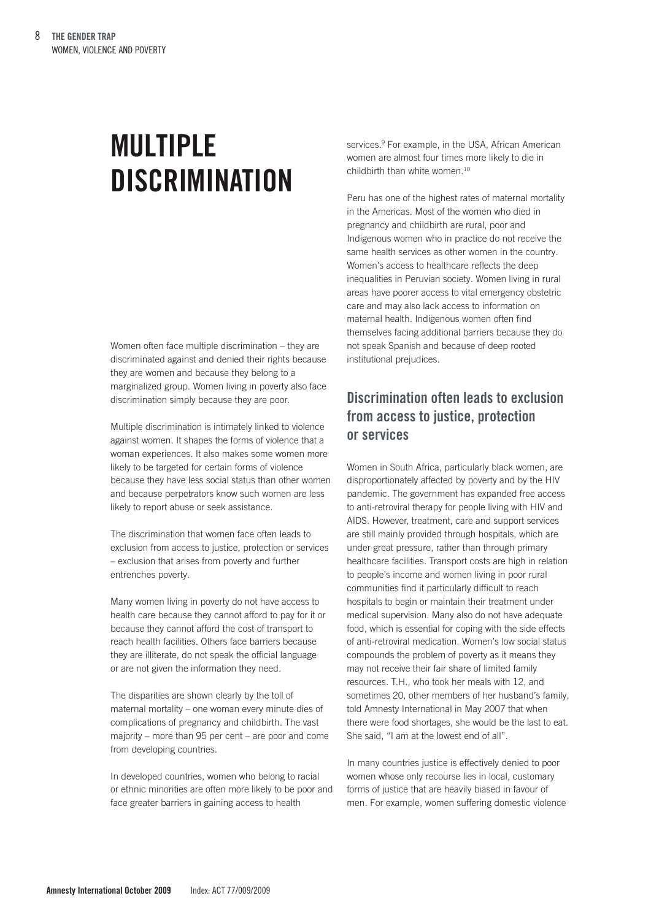# MULTIPLE DISCRIMINATION

Women often face multiple discrimination – they are discriminated against and denied their rights because they are women and because they belong to a marginalized group. Women living in poverty also face discrimination simply because they are poor.

Multiple discrimination is intimately linked to violence against women. It shapes the forms of violence that a woman experiences. It also makes some women more likely to be targeted for certain forms of violence because they have less social status than other women and because perpetrators know such women are less likely to report abuse or seek assistance.

The discrimination that women face often leads to exclusion from access to justice, protection or services – exclusion that arises from poverty and further entrenches poverty.

Many women living in poverty do not have access to health care because they cannot afford to pay for it or because they cannot afford the cost of transport to reach health facilities. Others face barriers because they are illiterate, do not speak the official language or are not given the information they need.

The disparities are shown clearly by the toll of maternal mortality – one woman every minute dies of complications of pregnancy and childbirth. The vast majority – more than 95 per cent – are poor and come from developing countries.

In developed countries, women who belong to racial or ethnic minorities are often more likely to be poor and face greater barriers in gaining access to health services.[9] For example, in the USA, African American women are almost four times more likely to die in childbirth than white women.[10]

Peru has one of the highest rates of maternal mortality in the Americas. Most of the women who died in pregnancy and childbirth are rural, poor and Indigenous women who in practice do not receive the same health services as other women in the country. Women's access to healthcare reflects the deep inequalities in Peruvian society. Women living in rural areas have poorer access to vital emergency obstetric care and may also lack access to information on maternal health. Indigenous women often find themselves facing additional barriers because they do not speak Spanish and because of deep rooted institutional prejudices.

## Discrimination often leads to exclusion from access to justice, protection or services

Women in South Africa, particularly black women, are disproportionately affected by poverty and by the HIV pandemic. The government has expanded free access to anti-retroviral therapy for people living with HIV and AIDS. However, treatment, care and support services are still mainly provided through hospitals, which are under great pressure, rather than through primary healthcare facilities. Transport costs are high in relation to people's income and women living in poor rural communities find it particularly difficult to reach hospitals to begin or maintain their treatment under medical supervision. Many also do not have adequate food, which is essential for coping with the side effects of anti-retroviral medication. Women's low social status compounds the problem of poverty as it means they may not receive their fair share of limited family resources. T.H., who took her meals with 12, and sometimes 20, other members of her husband's family, told Amnesty International in May 2007 that when there were food shortages, she would be the last to eat. She said, "I am at the lowest end of all".

In many countries justice is effectively denied to poor women whose only recourse lies in local, customary forms of justice that are heavily biased in favour of men. For example, women suffering domestic violence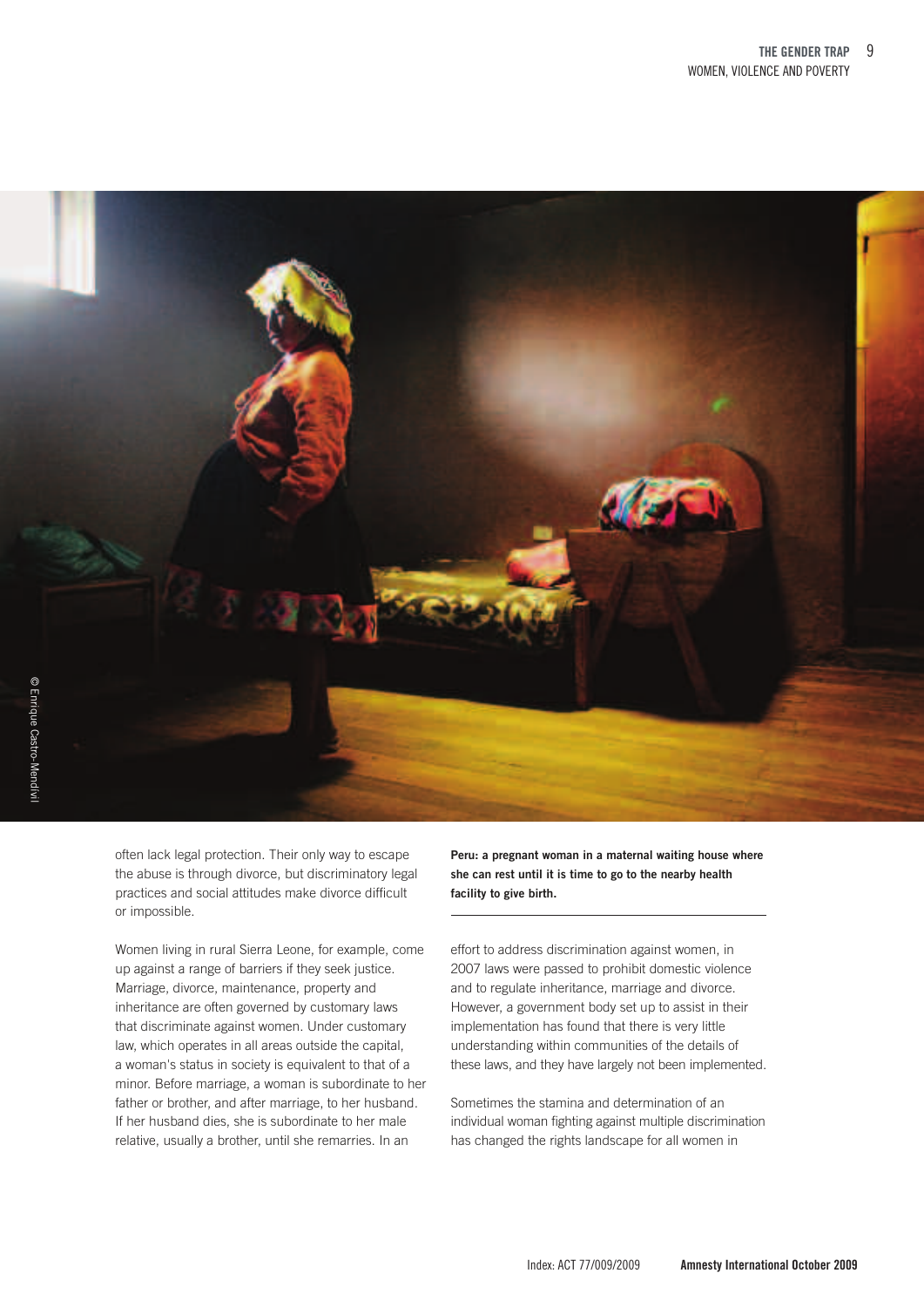often lack legal protection. Their only way to escape the abuse is through divorce, but discriminatory legal practices and social attitudes make divorce difficult or impossible.

Women living in rural Sierra Leone, for example, come up against a range of barriers if they seek justice. Marriage, divorce, maintenance, property and inheritance are often governed by customary laws that discriminate against women. Under customary law, which operates in all areas outside the capital, a woman's status in society is equivalent to that of a minor. Before marriage, a woman is subordinate to her father or brother, and after marriage, to her husband. If her husband dies, she is subordinate to her male relative, usually a brother, until she remarries. In an effort to address discrimination against women, in 2007 laws were passed to prohibit domestic violence and to regulate inheritance, marriage and divorce. However, a government body set up to assist in their implementation has found that there is very little understanding within communities of the details of these laws, and they have largely not been implemented.

Sometimes the stamina and determination of an individual woman fighting against multiple discrimination has changed the rights landscape for all women in

**Peru: a pregnant woman in a maternal waiting house where she can rest until it is time to go to the nearby health facility to give birth.**

© Enrique Castro-Mendivil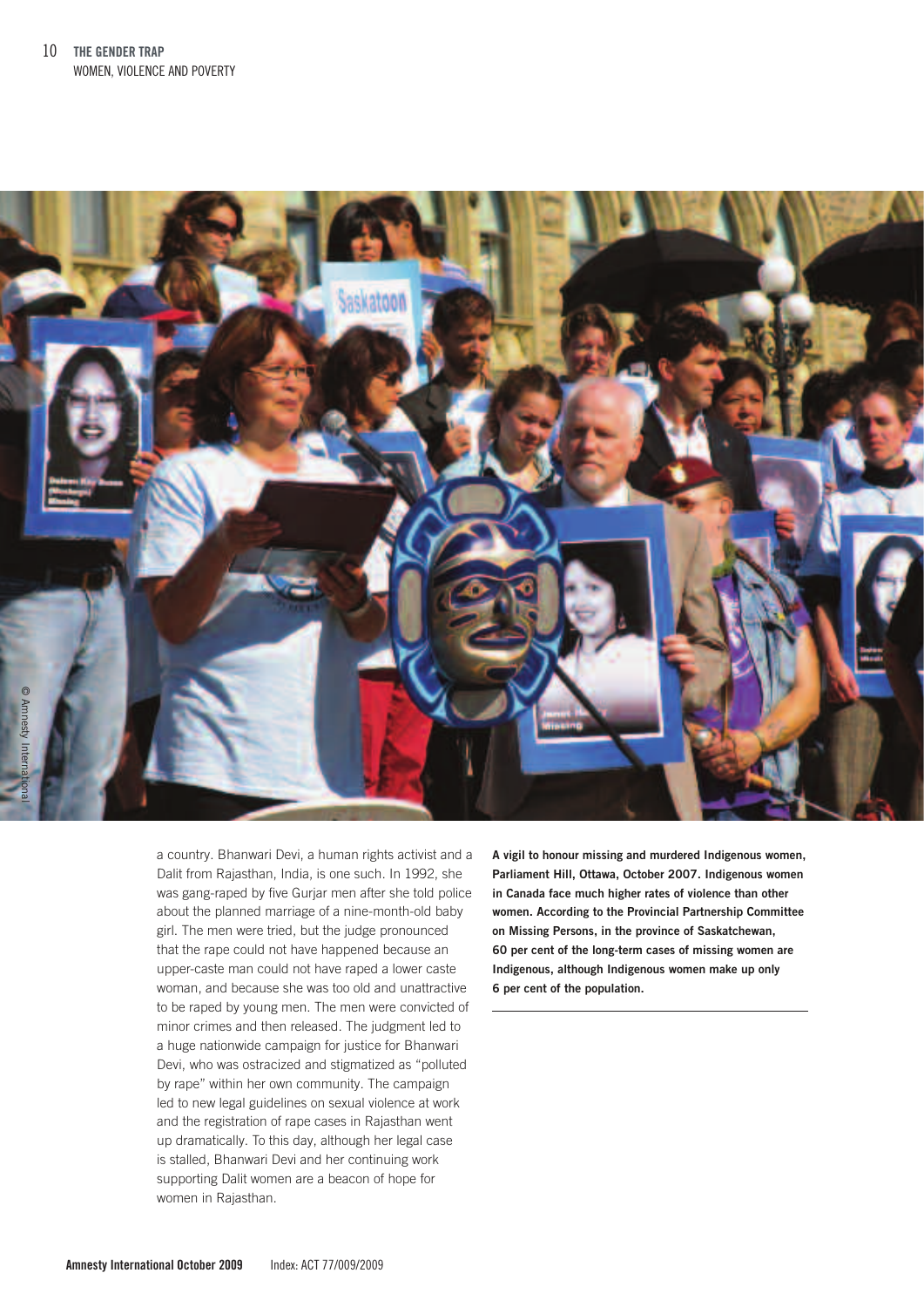a country. Bhanwari Devi, a human rights activist and a Dalit from Rajasthan, India, is one such. In 1992, she was gang-raped by five Gurjar men after she told police about the planned marriage of a nine-month-old baby girl. The men were tried, but the judge pronounced that the rape could not have happened because an upper-caste man could not have raped a lower caste woman, and because she was too old and unattractive to be raped by young men. The men were convicted of minor crimes and then released. The judgment led to a huge nationwide campaign for justice for Bhanwari Devi, who was ostracized and stigmatized as "polluted by rape" within her own community. The campaign led to new legal guidelines on sexual violence at work and the registration of rape cases in Rajasthan went up dramatically. To this day, although her legal case is stalled, Bhanwari Devi and her continuing work supporting Dalit women are a beacon of hope for women in Rajasthan.

**A vigil to honour missing and murdered Indigenous women, Parliament Hill, Ottawa, October 2007. Indigenous women in Canada face much higher rates of violence than other women. According to the Provincial Partnership Committee on Missing Persons, in the province of Saskatchewan, 60 per cent of the long-term cases of missing women are Indigenous, although Indigenous women make up only 6 per cent of the population.**

© Amnesty International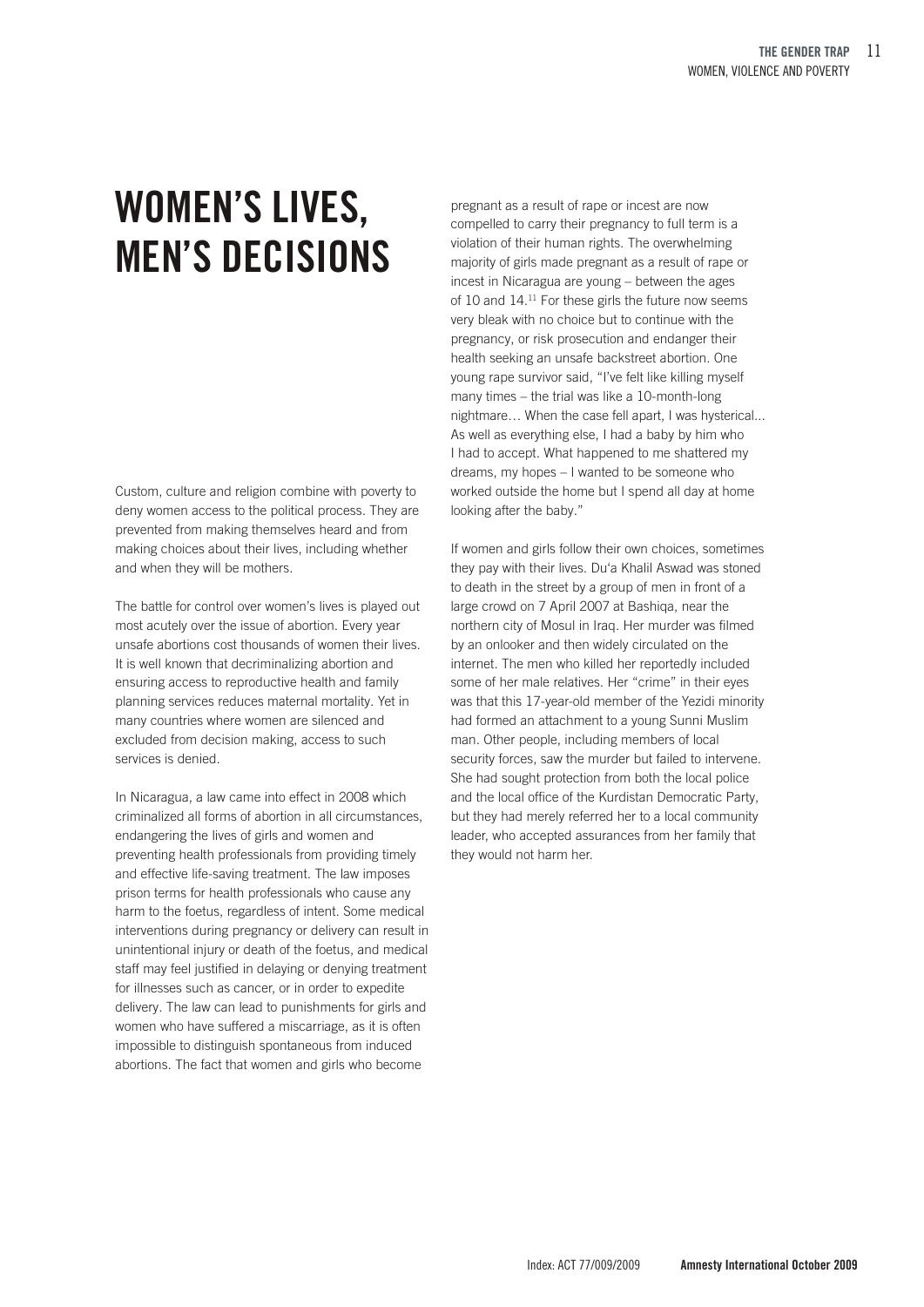# WOMEN'S LIVES, MEN'S DECISIONS

Custom, culture and religion combine with poverty to deny women access to the political process. They are prevented from making themselves heard and from making choices about their lives, including whether and when they will be mothers.

The battle for control over women's lives is played out most acutely over the issue of abortion. Every year unsafe abortions cost thousands of women their lives. It is well known that decriminalizing abortion and ensuring access to reproductive health and family planning services reduces maternal mortality. Yet in many countries where women are silenced and excluded from decision making, access to such services is denied.

In Nicaragua, a law came into effect in 2008 which criminalized all forms of abortion in all circumstances, endangering the lives of girls and women and preventing health professionals from providing timely and effective life-saving treatment. The law imposes prison terms for health professionals who cause any harm to the foetus, regardless of intent. Some medical interventions during pregnancy or delivery can result in unintentional injury or death of the foetus, and medical staff may feel justified in delaying or denying treatment for illnesses such as cancer, or in order to expedite delivery. The law can lead to punishments for girls and women who have suffered a miscarriage, as it is often impossible to distinguish spontaneous from induced abortions. The fact that women and girls who become pregnant as a result of rape or incest are now compelled to carry their pregnancy to full term is a violation of their human rights. The overwhelming majority of girls made pregnant as a result of rape or incest in Nicaragua are young – between the ages of 10 and 14.[11] For these girls the future now seems very bleak with no choice but to continue with the pregnancy, or risk prosecution and endanger their health seeking an unsafe backstreet abortion. One young rape survivor said, "I've felt like killing myself many times – the trial was like a 10-month-long nightmare… When the case fell apart, I was hysterical... As well as everything else, I had a baby by him who I had to accept. What happened to me shattered my dreams, my hopes – I wanted to be someone who worked outside the home but I spend all day at home looking after the baby."

If women and girls follow their own choices, sometimes they pay with their lives. Du'a Khalil Aswad was stoned to death in the street by a group of men in front of a large crowd on 7 April 2007 at Bashiqa, near the northern city of Mosul in Iraq. Her murder was filmed by an onlooker and then widely circulated on the internet. The men who killed her reportedly included some of her male relatives. Her "crime" in their eyes was that this 17-year-old member of the Yezidi minority had formed an attachment to a young Sunni Muslim man. Other people, including members of local security forces, saw the murder but failed to intervene. She had sought protection from both the local police and the local office of the Kurdistan Democratic Party, but they had merely referred her to a local community leader, who accepted assurances from her family that they would not harm her.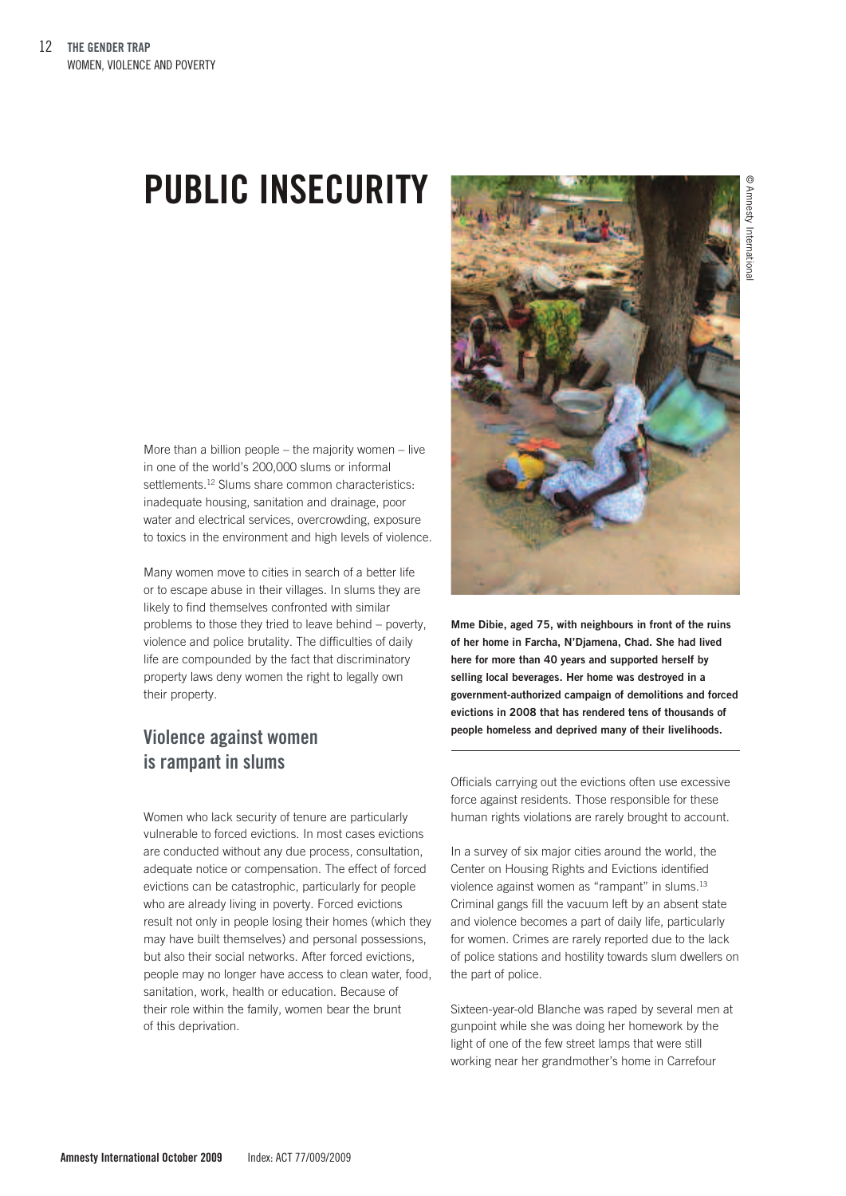# PUBLIC INSECURITY

More than a billion people – the majority women – live in one of the world's 200,000 slums or informal settlements.[12] Slums share common characteristics: inadequate housing, sanitation and drainage, poor water and electrical services, overcrowding, exposure to toxics in the environment and high levels of violence.

Many women move to cities in search of a better life or to escape abuse in their villages. In slums they are likely to find themselves confronted with similar problems to those they tried to leave behind – poverty, violence and police brutality. The difficulties of daily life are compounded by the fact that discriminatory property laws deny women the right to legally own their property.

## Violence against women is rampant in slums

Women who lack security of tenure are particularly vulnerable to forced evictions. In most cases evictions are conducted without any due process, consultation, adequate notice or compensation. The effect of forced evictions can be catastrophic, particularly for people who are already living in poverty. Forced evictions result not only in people losing their homes (which they may have built themselves) and personal possessions, but also their social networks. After forced evictions, people may no longer have access to clean water, food, sanitation, work, health or education. Because of their role within the family, women bear the brunt of this deprivation.

© Amnesty International

**Mme Dibie, aged 75, with neighbours in front of the ruins of her home in Farcha, N'Djamena, Chad. She had lived here for more than 40 years and supported herself by selling local beverages. Her home was destroyed in a government-authorized campaign of demolitions and forced evictions in 2008 that has rendered tens of thousands of people homeless and deprived many of their livelihoods.**

Officials carrying out the evictions often use excessive force against residents. Those responsible for these human rights violations are rarely brought to account.

In a survey of six major cities around the world, the Center on Housing Rights and Evictions identified violence against women as "rampant" in slums.[13] Criminal gangs fill the vacuum left by an absent state and violence becomes a part of daily life, particularly for women. Crimes are rarely reported due to the lack of police stations and hostility towards slum dwellers on the part of police.

Sixteen-year-old Blanche was raped by several men at gunpoint while she was doing her homework by the light of one of the few street lamps that were still working near her grandmother's home in Carrefour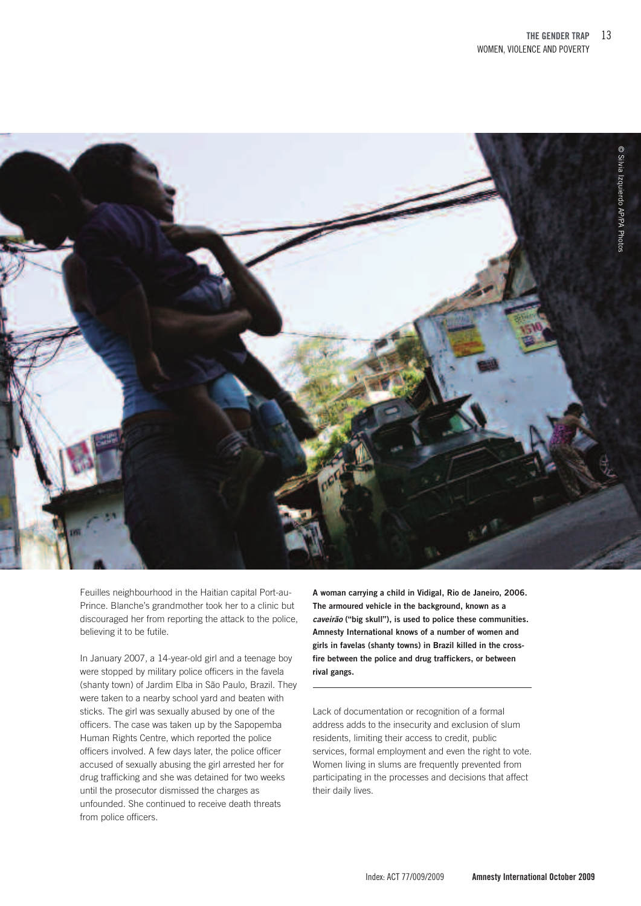Feuilles neighbourhood in the Haitian capital Port-au-Prince. Blanche's grandmother took her to a clinic but discouraged her from reporting the attack to the police, believing it to be futile.

In January 2007, a 14-year-old girl and a teenage boy were stopped by military police officers in the favela (shanty town) of Jardim Elba in São Paulo, Brazil. They were taken to a nearby school yard and beaten with sticks. The girl was sexually abused by one of the officers. The case was taken up by the Sapopemba Human Rights Centre, which reported the police officers involved. A few days later, the police officer accused of sexually abusing the girl arrested her for drug trafficking and she was detained for two weeks until the prosecutor dismissed the charges as unfounded. She continued to receive death threats from police officers.

**A woman carrying a child in Vidigal, Rio de Janeiro, 2006. The armoured vehicle in the background, known as a *caveirão* ("big skull"), is used to police these communities. Amnesty International knows of a number of women and girls in favelas (shanty towns) in Brazil killed in the cross-fire between the police and drug traffickers, or between rival gangs.**

© Silvia Izquierdo AP/PA Photos

Lack of documentation or recognition of a formal address adds to the insecurity and exclusion of slum residents, limiting their access to credit, public services, formal employment and even the right to vote. Women living in slums are frequently prevented from participating in the processes and decisions that affect their daily lives.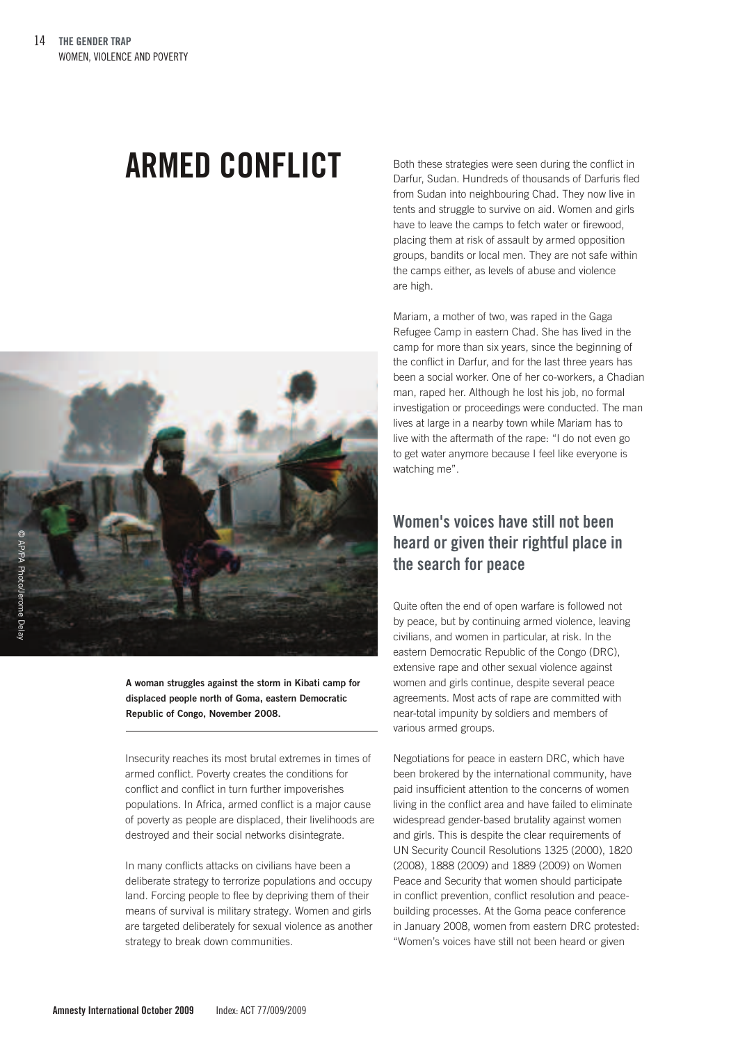# ARMED CONFLICT

A woman struggles against the storm in Kibati camp for displaced people north of Goma, eastern Democratic Republic of Congo, November 2008.

© AP/PA Photo/Jerome Delay

Insecurity reaches its most brutal extremes in times of armed conflict. Poverty creates the conditions for conflict and conflict in turn further impoverishes populations. In Africa, armed conflict is a major cause of poverty as people are displaced, their livelihoods are destroyed and their social networks disintegrate.

In many conflicts attacks on civilians have been a deliberate strategy to terrorize populations and occupy land. Forcing people to flee by depriving them of their means of survival is military strategy. Women and girls are targeted deliberately for sexual violence as another strategy to break down communities.

Both these strategies were seen during the conflict in Darfur, Sudan. Hundreds of thousands of Darfuris fled from Sudan into neighbouring Chad. They now live in tents and struggle to survive on aid. Women and girls have to leave the camps to fetch water or firewood, placing them at risk of assault by armed opposition groups, bandits or local men. They are not safe within the camps either, as levels of abuse and violence are high.

Mariam, a mother of two, was raped in the Gaga Refugee Camp in eastern Chad. She has lived in the camp for more than six years, since the beginning of the conflict in Darfur, and for the last three years has been a social worker. One of her co-workers, a Chadian man, raped her. Although he lost his job, no formal investigation or proceedings were conducted. The man lives at large in a nearby town while Mariam has to live with the aftermath of the rape: "I do not even go to get water anymore because I feel like everyone is watching me".

## Women's voices have still not been heard or given their rightful place in the search for peace

Quite often the end of open warfare is followed not by peace, but by continuing armed violence, leaving civilians, and women in particular, at risk. In the eastern Democratic Republic of the Congo (DRC), extensive rape and other sexual violence against women and girls continue, despite several peace agreements. Most acts of rape are committed with near-total impunity by soldiers and members of various armed groups.

Negotiations for peace in eastern DRC, which have been brokered by the international community, have paid insufficient attention to the concerns of women living in the conflict area and have failed to eliminate widespread gender-based brutality against women and girls. This is despite the clear requirements of UN Security Council Resolutions 1325 (2000), 1820 (2008), 1888 (2009) and 1889 (2009) on Women Peace and Security that women should participate in conflict prevention, conflict resolution and peace-building processes. At the Goma peace conference in January 2008, women from eastern DRC protested: "Women's voices have still not been heard or given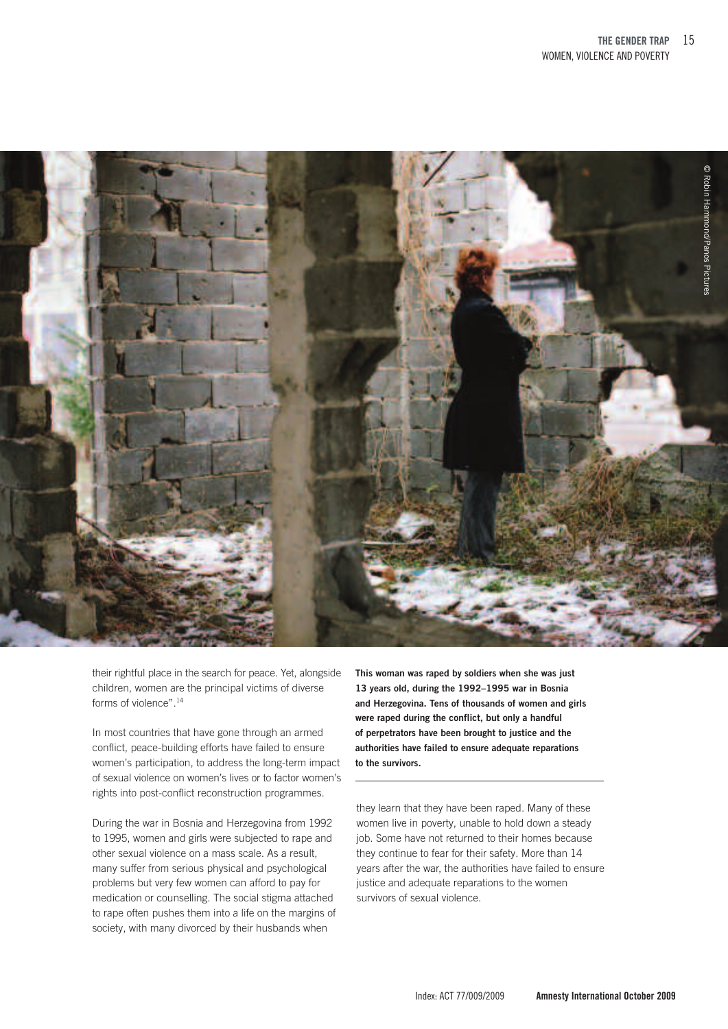© Robin Hammond/Panos Pictures

their rightful place in the search for peace. Yet, alongside children, women are the principal victims of diverse forms of violence".[14]

In most countries that have gone through an armed conflict, peace-building efforts have failed to ensure women's participation, to address the long-term impact of sexual violence on women's lives or to factor women's rights into post-conflict reconstruction programmes.

During the war in Bosnia and Herzegovina from 1992 to 1995, women and girls were subjected to rape and other sexual violence on a mass scale. As a result, many suffer from serious physical and psychological problems but very few women can afford to pay for medication or counselling. The social stigma attached to rape often pushes them into a life on the margins of society, with many divorced by their husbands when they learn that they have been raped. Many of these women live in poverty, unable to hold down a steady job. Some have not returned to their homes because they continue to fear for their safety. More than 14 years after the war, the authorities have failed to ensure justice and adequate reparations to the women survivors of sexual violence.

**This woman was raped by soldiers when she was just 13 years old, during the 1992–1995 war in Bosnia and Herzegovina. Tens of thousands of women and girls were raped during the conflict, but only a handful of perpetrators have been brought to justice and the authorities have failed to ensure adequate reparations to the survivors.**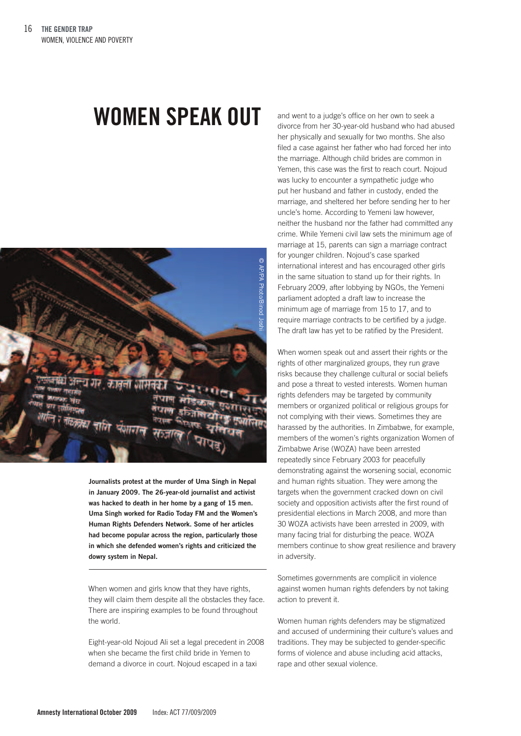# WOMEN SPEAK OUT

**Journalists protest at the murder of Uma Singh in Nepal in January 2009. The 26-year-old journalist and activist was hacked to death in her home by a gang of 15 men. Uma Singh worked for Radio Today FM and the Women's Human Rights Defenders Network. Some of her articles had become popular across the region, particularly those in which she defended women's rights and criticized the dowry system in Nepal.**

When women and girls know that they have rights, they will claim them despite all the obstacles they face. There are inspiring examples to be found throughout the world.

Eight-year-old Nojoud Ali set a legal precedent in 2008 when she became the first child bride in Yemen to demand a divorce in court. Nojoud escaped in a taxi and went to a judge's office on her own to seek a divorce from her 30-year-old husband who had abused her physically and sexually for two months. She also filed a case against her father who had forced her into the marriage. Although child brides are common in Yemen, this case was the first to reach court. Nojoud was lucky to encounter a sympathetic judge who put her husband and father in custody, ended the marriage, and sheltered her before sending her to her uncle's home. According to Yemeni law however, neither the husband nor the father had committed any crime. While Yemeni civil law sets the minimum age of marriage at 15, parents can sign a marriage contract for younger children. Nojoud's case sparked international interest and has encouraged other girls in the same situation to stand up for their rights. In February 2009, after lobbying by NGOs, the Yemeni parliament adopted a draft law to increase the minimum age of marriage from 15 to 17, and to require marriage contracts to be certified by a judge. The draft law has yet to be ratified by the President.

When women speak out and assert their rights or the rights of other marginalized groups, they run grave risks because they challenge cultural or social beliefs and pose a threat to vested interests. Women human rights defenders may be targeted by community members or organized political or religious groups for not complying with their views. Sometimes they are harassed by the authorities. In Zimbabwe, for example, members of the women's rights organization Women of Zimbabwe Arise (WOZA) have been arrested repeatedly since February 2003 for peacefully demonstrating against the worsening social, economic and human rights situation. They were among the targets when the government cracked down on civil society and opposition activists after the first round of presidential elections in March 2008, and more than 30 WOZA activists have been arrested in 2009, with many facing trial for disturbing the peace. WOZA members continue to show great resilience and bravery in adversity.

Sometimes governments are complicit in violence against women human rights defenders by not taking action to prevent it.

Women human rights defenders may be stigmatized and accused of undermining their culture's values and traditions. They may be subjected to gender-specific forms of violence and abuse including acid attacks, rape and other sexual violence.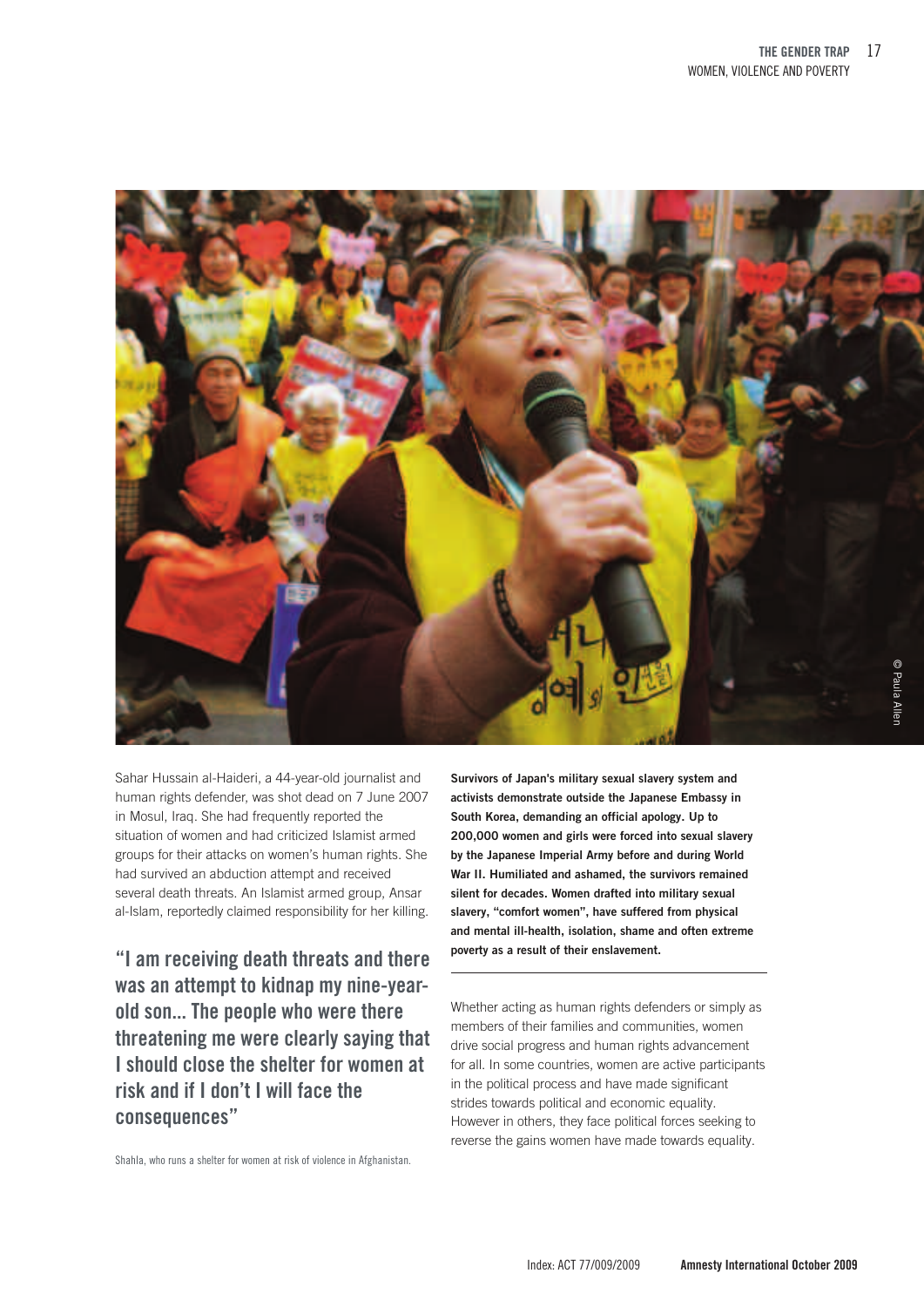Sahar Hussain al-Haideri, a 44-year-old journalist and human rights defender, was shot dead on 7 June 2007 in Mosul, Iraq. She had frequently reported the situation of women and had criticized Islamist armed groups for their attacks on women's human rights. She had survived an abduction attempt and received several death threats. An Islamist armed group, Ansar al-Islam, reportedly claimed responsibility for her killing.

## "I am receiving death threats and there was an attempt to kidnap my nine-year-old son... The people who were there threatening me were clearly saying that I should close the shelter for women at risk and if I don't I will face the consequences"

Shahla, who runs a shelter for women at risk of violence in Afghanistan.

**Survivors of Japan's military sexual slavery system and activists demonstrate outside the Japanese Embassy in South Korea, demanding an official apology. Up to 200,000 women and girls were forced into sexual slavery by the Japanese Imperial Army before and during World War II. Humiliated and ashamed, the survivors remained silent for decades. Women drafted into military sexual slavery, "comfort women", have suffered from physical and mental ill-health, isolation, shame and often extreme poverty as a result of their enslavement.**

© Paula Allen

Whether acting as human rights defenders or simply as members of their families and communities, women drive social progress and human rights advancement for all. In some countries, women are active participants in the political process and have made significant strides towards political and economic equality. However in others, they face political forces seeking to reverse the gains women have made towards equality.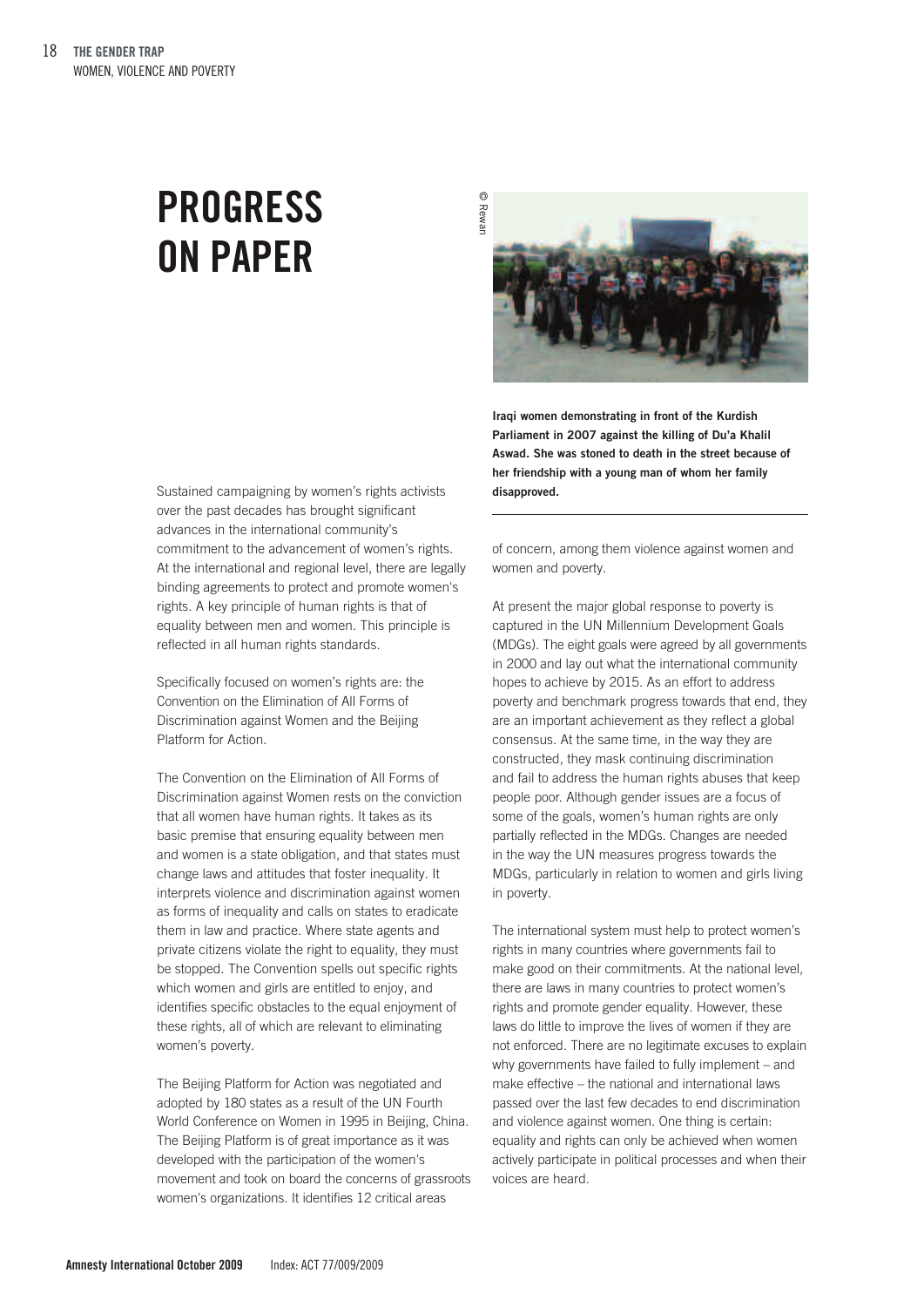# PROGRESS ON PAPER

Iraqi women demonstrating in front of the Kurdish Parliament in 2007 against the killing of Du'a Khalil Aswad. She was stoned to death in the street because of her friendship with a young man of whom her family disapproved.

© Rewan

Sustained campaigning by women's rights activists over the past decades has brought significant advances in the international community's commitment to the advancement of women's rights. At the international and regional level, there are legally binding agreements to protect and promote women's rights. A key principle of human rights is that of equality between men and women. This principle is reflected in all human rights standards.

Specifically focused on women's rights are: the Convention on the Elimination of All Forms of Discrimination against Women and the Beijing Platform for Action.

The Convention on the Elimination of All Forms of Discrimination against Women rests on the conviction that all women have human rights. It takes as its basic premise that ensuring equality between men and women is a state obligation, and that states must change laws and attitudes that foster inequality. It interprets violence and discrimination against women as forms of inequality and calls on states to eradicate them in law and practice. Where state agents and private citizens violate the right to equality, they must be stopped. The Convention spells out specific rights which women and girls are entitled to enjoy, and identifies specific obstacles to the equal enjoyment of these rights, all of which are relevant to eliminating women's poverty.

The Beijing Platform for Action was negotiated and adopted by 180 states as a result of the UN Fourth World Conference on Women in 1995 in Beijing, China. The Beijing Platform is of great importance as it was developed with the participation of the women's movement and took on board the concerns of grassroots women's organizations. It identifies 12 critical areas of concern, among them violence against women and women and poverty.

At present the major global response to poverty is captured in the UN Millennium Development Goals (MDGs). The eight goals were agreed by all governments in 2000 and lay out what the international community hopes to achieve by 2015. As an effort to address poverty and benchmark progress towards that end, they are an important achievement as they reflect a global consensus. At the same time, in the way they are constructed, they mask continuing discrimination and fail to address the human rights abuses that keep people poor. Although gender issues are a focus of some of the goals, women's human rights are only partially reflected in the MDGs. Changes are needed in the way the UN measures progress towards the MDGs, particularly in relation to women and girls living in poverty.

The international system must help to protect women's rights in many countries where governments fail to make good on their commitments. At the national level, there are laws in many countries to protect women's rights and promote gender equality. However, these laws do little to improve the lives of women if they are not enforced. There are no legitimate excuses to explain why governments have failed to fully implement – and make effective – the national and international laws passed over the last few decades to end discrimination and violence against women. One thing is certain: equality and rights can only be achieved when women actively participate in political processes and when their voices are heard.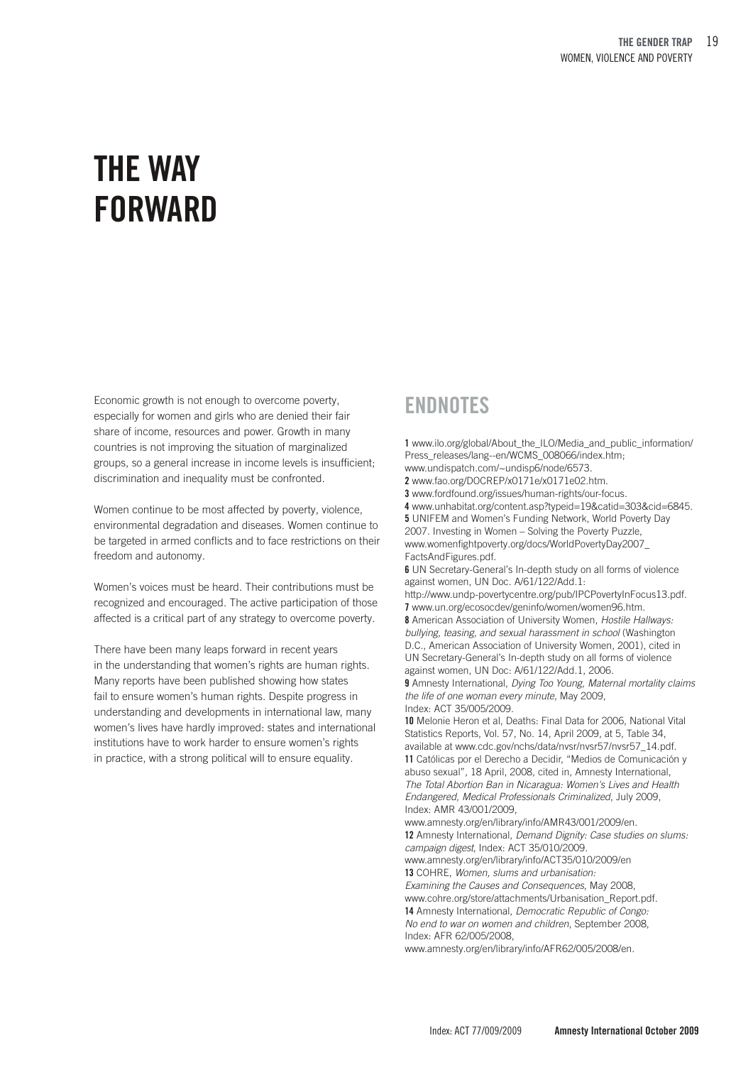# THE WAY FORWARD

Economic growth is not enough to overcome poverty, especially for women and girls who are denied their fair share of income, resources and power. Growth in many countries is not improving the situation of marginalized groups, so a general increase in income levels is insufficient; discrimination and inequality must be confronted.

Women continue to be most affected by poverty, violence, environmental degradation and diseases. Women continue to be targeted in armed conflicts and to face restrictions on their freedom and autonomy.

Women's voices must be heard. Their contributions must be recognized and encouraged. The active participation of those affected is a critical part of any strategy to overcome poverty.

There have been many leaps forward in recent years in the understanding that women's rights are human rights. Many reports have been published showing how states fail to ensure women's human rights. Despite progress in understanding and developments in international law, many women's lives have hardly improved: states and international institutions have to work harder to ensure women's rights in practice, with a strong political will to ensure equality.

## ENDNOTES

**1** www.ilo.org/global/About_the_ILO/Media_and_public_information/Press_releases/lang--en/WCMS_008066/index.htm; www.undispatch.com/~undisp6/node/6573.
**2** www.fao.org/DOCREP/x0171e/x0171e02.htm.
**3** www.fordfound.org/issues/human-rights/our-focus.
**4** www.unhabitat.org/content.asp?typeid=19&catid=303&cid=6845.
**5** UNIFEM and Women's Funding Network, World Poverty Day 2007. Investing in Women – Solving the Poverty Puzzle, www.womenfightpoverty.org/docs/WorldPovertyDay2007_FactsAndFigures.pdf.
**6** UN Secretary-General's In-depth study on all forms of violence against women, UN Doc. A/61/122/Add.1: http://www.undp-povertycentre.org/pub/IPCPovertyInFocus13.pdf.
**7** www.un.org/ecosocdev/geninfo/women/women96.htm.
**8** American Association of University Women, *Hostile Hallways: bullying, teasing, and sexual harassment in school* (Washington D.C., American Association of University Women, 2001), cited in UN Secretary-General's In-depth study on all forms of violence against women, UN Doc: A/61/122/Add.1, 2006.
**9** Amnesty International, *Dying Too Young, Maternal mortality claims the life of one woman every minute*, May 2009, Index: ACT 35/005/2009.
**10** Melonie Heron et al, Deaths: Final Data for 2006, National Vital Statistics Reports, Vol. 57, No. 14, April 2009, at 5, Table 34, available at www.cdc.gov/nchs/data/nvsr/nvsr57/nvsr57_14.pdf.
**11** Católicas por el Derecho a Decidir, "Medios de Comunicación y abuso sexual", 18 April, 2008, cited in, Amnesty International, *The Total Abortion Ban in Nicaragua: Women's Lives and Health Endangered, Medical Professionals Criminalized*, July 2009, Index: AMR 43/001/2009, www.amnesty.org/en/library/info/AMR43/001/2009/en.
**12** Amnesty International, *Demand Dignity: Case studies on slums: campaign digest*, Index: ACT 35/010/2009. www.amnesty.org/en/library/info/ACT35/010/2009/en
**13** COHRE, *Women, slums and urbanisation: Examining the Causes and Consequences*, May 2008, www.cohre.org/store/attachments/Urbanisation_Report.pdf.
**14** Amnesty International, *Democratic Republic of Congo: No end to war on women and children*, September 2008, Index: AFR 62/005/2008, www.amnesty.org/en/library/info/AFR62/005/2008/en.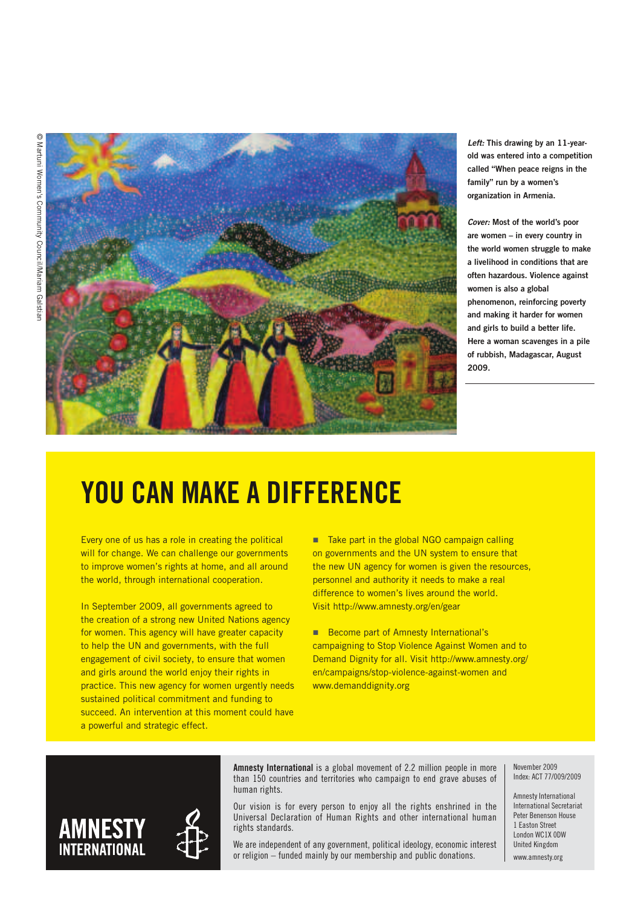© Martuni Women's Community Council/Mariam Gastian

*Left:* **This drawing by an 11-year-old was entered into a competition called "When peace reigns in the family" run by a women's organization in Armenia.**

*Cover:* **Most of the world's poor are women – in every country in the world women struggle to make a livelihood in conditions that are often hazardous. Violence against women is also a global phenomenon, reinforcing poverty and making it harder for women and girls to build a better life. Here a woman scavenges in a pile of rubbish, Madagascar, August 2009.**

# YOU CAN MAKE A DIFFERENCE

Every one of us has a role in creating the political will for change. We can challenge our governments to improve women's rights at home, and all around the world, through international cooperation.

In September 2009, all governments agreed to the creation of a strong new United Nations agency for women. This agency will have greater capacity to help the UN and governments, with the full engagement of civil society, to ensure that women and girls around the world enjoy their rights in practice. This new agency for women urgently needs sustained political commitment and funding to succeed. An intervention at this moment could have a powerful and strategic effect.

- Take part in the global NGO campaign calling on governments and the UN system to ensure that the new UN agency for women is given the resources, personnel and authority it needs to make a real difference to women's lives around the world. Visit http://www.amnesty.org/en/gear

- Become part of Amnesty International's campaigning to Stop Violence Against Women and to Demand Dignity for all. Visit http://www.amnesty.org/en/campaigns/stop-violence-against-women and www.demanddignity.org

AMNESTY INTERNATIONAL

**Amnesty International** is a global movement of 2.2 million people in more than 150 countries and territories who campaign to end grave abuses of human rights.

Our vision is for every person to enjoy all the rights enshrined in the Universal Declaration of Human Rights and other international human rights standards.

We are independent of any government, political ideology, economic interest or religion – funded mainly by our membership and public donations.

November 2009
Index: ACT 77/009/2009

Amnesty International
International Secretariat
Peter Benenson House
1 Easton Street
London WC1X 0DW
United Kingdom
www.amnesty.org